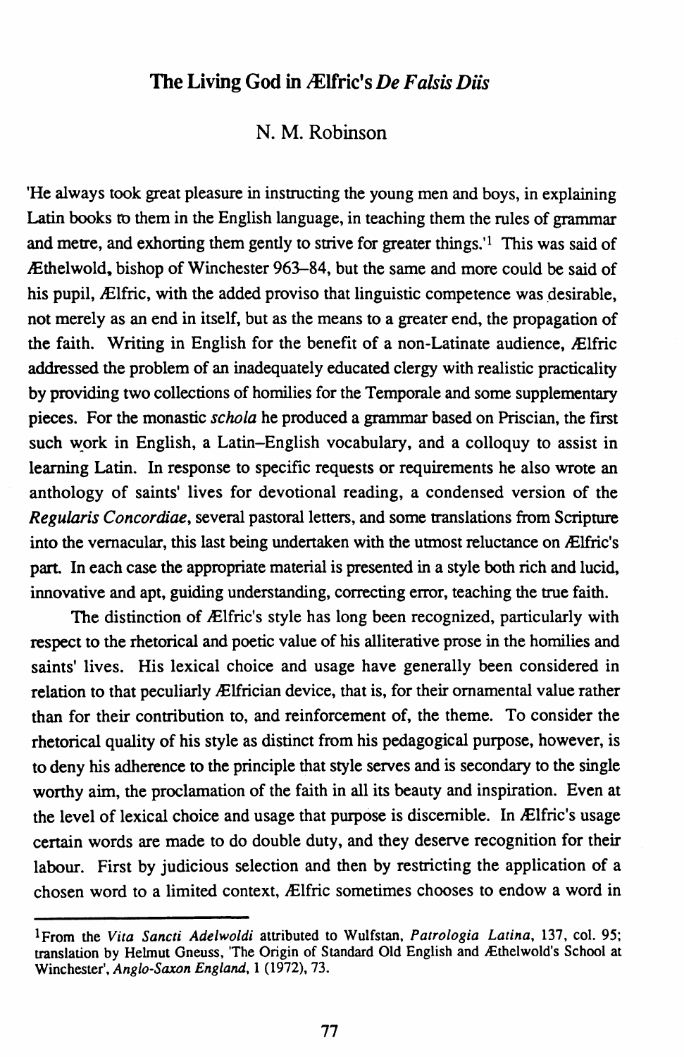# The Living God in Ælfric's *De Falsis Diis*

N. M. Robinson

'He always took great pleasure in instructing the young men and boys, in explaining Latin books to them in the English language, in teaching them the rules of grammar and metre, and exhorting them gently to strive for greater things.'[1] This was said of Æthelwold, bishop of Winchester 963–84, but the same and more could be said of his pupil, Ælfric, with the added proviso that linguistic competence was desirable, not merely as an end in itself, but as the means to a greater end, the propagation of the faith. Writing in English for the benefit of a non-Latinate audience, Ælfric addressed the problem of an inadequately educated clergy with realistic practicality by providing two collections of homilies for the Temporale and some supplementary pieces. For the monastic *schola* he produced a grammar based on Priscian, the first such work in English, a Latin–English vocabulary, and a colloquy to assist in learning Latin. In response to specific requests or requirements he also wrote an anthology of saints' lives for devotional reading, a condensed version of the *Regularis Concordiae*, several pastoral letters, and some translations from Scripture into the vernacular, this last being undertaken with the utmost reluctance on Ælfric's part. In each case the appropriate material is presented in a style both rich and lucid, innovative and apt, guiding understanding, correcting error, teaching the true faith.

The distinction of Ælfric's style has long been recognized, particularly with respect to the rhetorical and poetic value of his alliterative prose in the homilies and saints' lives. His lexical choice and usage have generally been considered in relation to that peculiarly Ælfrician device, that is, for their ornamental value rather than for their contribution to, and reinforcement of, the theme. To consider the rhetorical quality of his style as distinct from his pedagogical purpose, however, is to deny his adherence to the principle that style serves and is secondary to the single worthy aim, the proclamation of the faith in all its beauty and inspiration. Even at the level of lexical choice and usage that purpose is discernible. In Ælfric's usage certain words are made to do double duty, and they deserve recognition for their labour. First by judicious selection and then by restricting the application of a chosen word to a limited context, Ælfric sometimes chooses to endow a word in

[1] From the *Vita Sancti Adelwoldi* attributed to Wulfstan, *Patrologia Latina*, 137, col. 95; translation by Helmut Gneuss, 'The Origin of Standard Old English and Æthelwold's School at Winchester', *Anglo-Saxon England*, 1 (1972), 73.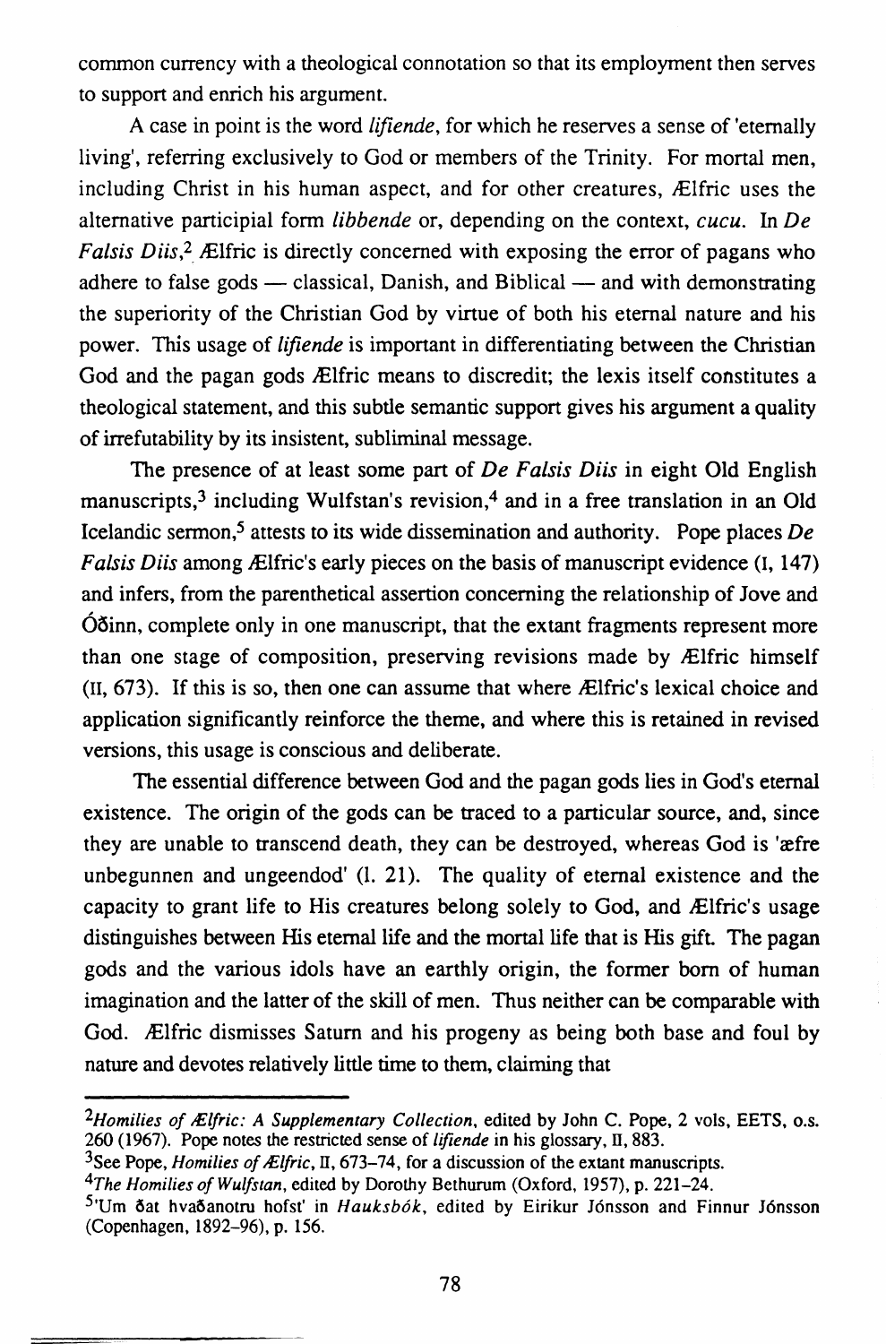common currency with a theological connotation so that its employment then serves to support and enrich his argument.

A case in point is the word *lifiende*, for which he reserves a sense of 'eternally living', referring exclusively to God or members of the Trinity. For mortal men, including Christ in his human aspect, and for other creatures, Ælfric uses the alternative participial form *libbende* or, depending on the context, *cucu*. In *De Falsis Diis*,[2] Ælfric is directly concerned with exposing the error of pagans who adhere to false gods — classical, Danish, and Biblical — and with demonstrating the superiority of the Christian God by virtue of both his eternal nature and his power. This usage of *lifiende* is important in differentiating between the Christian God and the pagan gods Ælfric means to discredit; the lexis itself constitutes a theological statement, and this subtle semantic support gives his argument a quality of irrefutability by its insistent, subliminal message.

The presence of at least some part of *De Falsis Diis* in eight Old English manuscripts,[3] including Wulfstan's revision,[4] and in a free translation in an Old Icelandic sermon,[5] attests to its wide dissemination and authority. Pope places *De Falsis Diis* among Ælfric's early pieces on the basis of manuscript evidence (I, 147) and infers, from the parenthetical assertion concerning the relationship of Jove and Óðinn, complete only in one manuscript, that the extant fragments represent more than one stage of composition, preserving revisions made by Ælfric himself (II, 673). If this is so, then one can assume that where Ælfric's lexical choice and application significantly reinforce the theme, and where this is retained in revised versions, this usage is conscious and deliberate.

The essential difference between God and the pagan gods lies in God's eternal existence. The origin of the gods can be traced to a particular source, and, since they are unable to transcend death, they can be destroyed, whereas God is 'æfre unbegunnen and ungeendod' (l. 21). The quality of eternal existence and the capacity to grant life to His creatures belong solely to God, and Ælfric's usage distinguishes between His eternal life and the mortal life that is His gift. The pagan gods and the various idols have an earthly origin, the former born of human imagination and the latter of the skill of men. Thus neither can be comparable with God. Ælfric dismisses Saturn and his progeny as being both base and foul by nature and devotes relatively little time to them, claiming that

---

[2] *Homilies of Ælfric: A Supplementary Collection*, edited by John C. Pope, 2 vols, EETS, o.s. 260 (1967). Pope notes the restricted sense of *lifiende* in his glossary, II, 883.

[3] See Pope, *Homilies of Ælfric*, II, 673–74, for a discussion of the extant manuscripts.

[4] *The Homilies of Wulfstan*, edited by Dorothy Bethurum (Oxford, 1957), p. 221–24.

[5] 'Um ðat hvaðanotru hofst' in *Hauksbók*, edited by Eirikur Jónsson and Finnur Jónsson (Copenhagen, 1892–96), p. 156.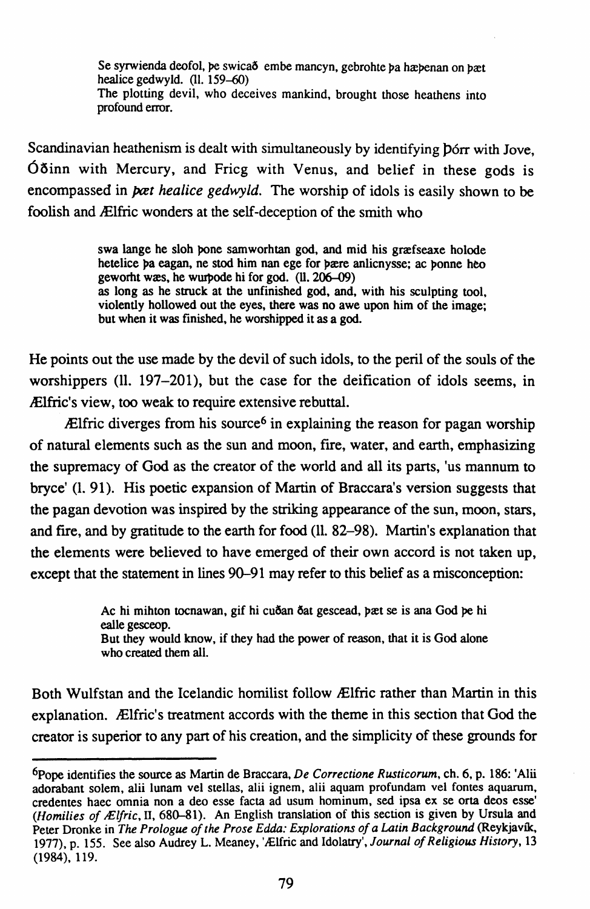> Se syrwienda deofol, þe swicað embe mancyn, gebrohte þa hæþenan on þæt healice gedwyld. (ll. 159–60)
> The plotting devil, who deceives mankind, brought those heathens into profound error.

Scandinavian heathenism is dealt with simultaneously by identifying Þórr with Jove, Óðinn with Mercury, and Fricg with Venus, and belief in these gods is encompassed in *þæt healice gedwyld.* The worship of idols is easily shown to be foolish and Ælfric wonders at the self-deception of the smith who

> swa lange he sloh þone samworhtan god, and mid his græfseaxe holode hetelice þa eagan, ne stod him nan ege for þære anlicnysse; ac þonne heo geworht wæs, he wurþode hi for god. (ll. 206–09)
> as long as he struck at the unfinished god, and, with his sculpting tool, violently hollowed out the eyes, there was no awe upon him of the image; but when it was finished, he worshipped it as a god.

He points out the use made by the devil of such idols, to the peril of the souls of the worshippers (ll. 197–201), but the case for the deification of idols seems, in Ælfric's view, too weak to require extensive rebuttal.

Ælfric diverges from his source[6] in explaining the reason for pagan worship of natural elements such as the sun and moon, fire, water, and earth, emphasizing the supremacy of God as the creator of the world and all its parts, 'us mannum to bryce' (l. 91). His poetic expansion of Martin of Braccara's version suggests that the pagan devotion was inspired by the striking appearance of the sun, moon, stars, and fire, and by gratitude to the earth for food (ll. 82–98). Martin's explanation that the elements were believed to have emerged of their own accord is not taken up, except that the statement in lines 90–91 may refer to this belief as a misconception:

> Ac hi mihton tocnawan, gif hi cuðan ðat gescead, þæt se is ana God þe hi ealle gesceop.
> But they would know, if they had the power of reason, that it is God alone who created them all.

Both Wulfstan and the Icelandic homilist follow Ælfric rather than Martin in this explanation. Ælfric's treatment accords with the theme in this section that God the creator is superior to any part of his creation, and the simplicity of these grounds for

---

[6]Pope identifies the source as Martin de Braccara, *De Correctione Rusticorum*, ch. 6, p. 186: 'Alii adorabant solem, alii lunam vel stellas, alii ignem, alii aquam profundam vel fontes aquarum, credentes haec omnia non a deo esse facta ad usum hominum, sed ipsa ex se orta deos esse' (*Homilies of Ælfric*, II, 680–81). An English translation of this section is given by Ursula and Peter Dronke in *The Prologue of the Prose Edda: Explorations of a Latin Background* (Reykjavík, 1977), p. 155. See also Audrey L. Meaney, 'Ælfric and Idolatry', *Journal of Religious History*, 13 (1984), 119.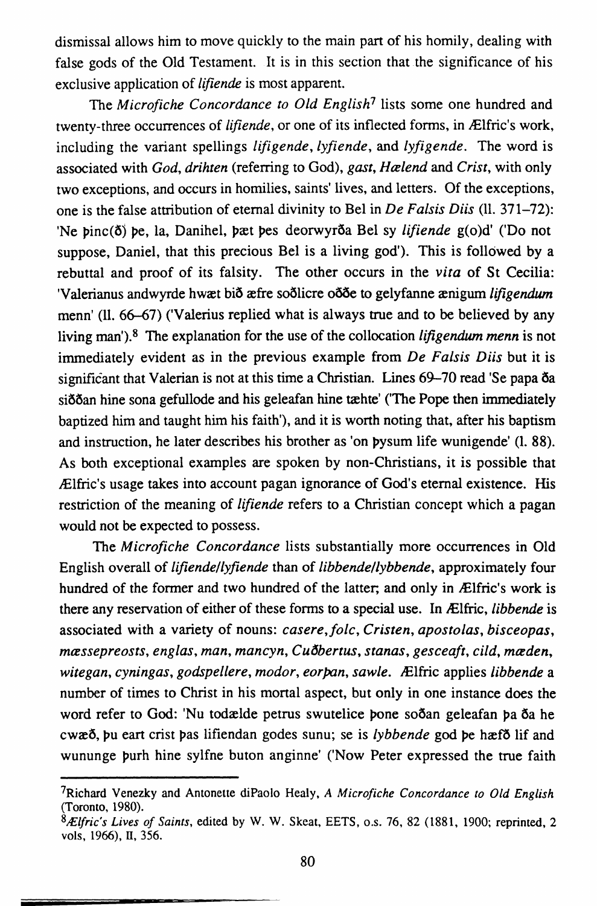dismissal allows him to move quickly to the main part of his homily, dealing with false gods of the Old Testament. It is in this section that the significance of his exclusive application of *lifiende* is most apparent.

The *Microfiche Concordance to Old English*[7] lists some one hundred and twenty-three occurrences of *lifiende*, or one of its inflected forms, in Ælfric's work, including the variant spellings *lifigende*, *lyfiende*, and *lyfigende*. The word is associated with *God*, *drihten* (referring to God), *gast*, *Hælend* and *Crist*, with only two exceptions, and occurs in homilies, saints' lives, and letters. Of the exceptions, one is the false attribution of eternal divinity to Bel in *De Falsis Diis* (ll. 371–72): 'Ne þinc(ð) þe, la, Danihel, þæt þes deorwyrða Bel sy *lifiende* g(o)d' ('Do not suppose, Daniel, that this precious Bel is a living god'). This is followed by a rebuttal and proof of its falsity. The other occurs in the *vita* of St Cecilia: 'Valerianus andwyrde hwæt bið æfre soðlicre oððe to gelyfanne ænigum *lifigendum* menn' (ll. 66–67) ('Valerius replied what is always true and to be believed by any living man').[8] The explanation for the use of the collocation *lifigendum menn* is not immediately evident as in the previous example from *De Falsis Diis* but it is significant that Valerian is not at this time a Christian. Lines 69–70 read 'Se papa ða siððan hine sona gefullode and his geleafan hine tæhte' ('The Pope then immediately baptized him and taught him his faith'), and it is worth noting that, after his baptism and instruction, he later describes his brother as 'on þysum life wunigende' (l. 88). As both exceptional examples are spoken by non-Christians, it is possible that Ælfric's usage takes into account pagan ignorance of God's eternal existence. His restriction of the meaning of *lifiende* refers to a Christian concept which a pagan would not be expected to possess.

The *Microfiche Concordance* lists substantially more occurrences in Old English overall of *lifiende/lyfiende* than of *libbende/lybbende*, approximately four hundred of the former and two hundred of the latter; and only in Ælfric's work is there any reservation of either of these forms to a special use. In Ælfric, *libbende* is associated with a variety of nouns: *casere*, *folc*, *Cristen*, *apostolas*, *bisceopas*, *mæssepreosts*, *englas*, *man*, *mancyn*, *Cuðbertus*, *stanas*, *gesceaft*, *cild*, *mæden*, *witegan*, *cyningas*, *godspellere*, *modor*, *eorþan*, *sawle*. Ælfric applies *libbende* a number of times to Christ in his mortal aspect, but only in one instance does the word refer to God: 'Nu todælde petrus swutelice þone soðan geleafan þa ða he cwæð, þu eart crist þas lifiendan godes sunu; se is *lybbende* god þe hæfð lif and wununge þurh hine sylfne buton anginne' ('Now Peter expressed the true faith

[7] Richard Venezky and Antonette diPaolo Healy, *A Microfiche Concordance to Old English* (Toronto, 1980).

[8] *Ælfric's Lives of Saints*, edited by W. W. Skeat, EETS, o.s. 76, 82 (1881, 1900; reprinted, 2 vols, 1966), II, 356.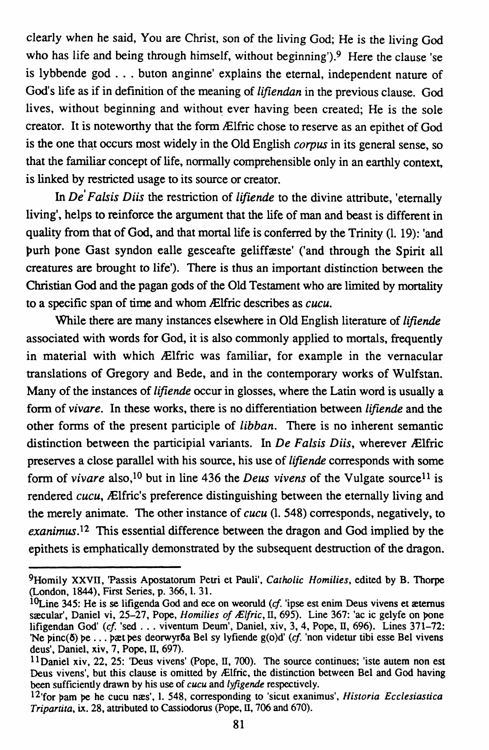clearly when he said, You are Christ, son of the living God; He is the living God who has life and being through himself, without beginning').[9] Here the clause 'se is lybbende god . . . buton anginne' explains the eternal, independent nature of God's life as if in definition of the meaning of *lifiendan* in the previous clause. God lives, without beginning and without ever having been created; He is the sole creator. It is noteworthy that the form Ælfric chose to reserve as an epithet of God is the one that occurs most widely in the Old English *corpus* in its general sense, so that the familiar concept of life, normally comprehensible only in an earthly context, is linked by restricted usage to its source or creator.

In *De Falsis Diis* the restriction of *lifiende* to the divine attribute, 'eternally living', helps to reinforce the argument that the life of man and beast is different in quality from that of God, and that mortal life is conferred by the Trinity (l. 19): 'and þurh þone Gast syndon ealle gesceafte geliffæste' ('and through the Spirit all creatures are brought to life'). There is thus an important distinction between the Christian God and the pagan gods of the Old Testament who are limited by mortality to a specific span of time and whom Ælfric describes as *cucu*.

While there are many instances elsewhere in Old English literature of *lifiende* associated with words for God, it is also commonly applied to mortals, frequently in material with which Ælfric was familiar, for example in the vernacular translations of Gregory and Bede, and in the contemporary works of Wulfstan. Many of the instances of *lifiende* occur in glosses, where the Latin word is usually a form of *vivare*. In these works, there is no differentiation between *lifiende* and the other forms of the present participle of *libban*. There is no inherent semantic distinction between the participial variants. In *De Falsis Diis*, wherever Ælfric preserves a close parallel with his source, his use of *lifiende* corresponds with some form of *vivare* also,[10] but in line 436 the *Deus vivens* of the Vulgate source[11] is rendered *cucu*, Ælfric's preference distinguishing between the eternally living and the merely animate. The other instance of *cucu* (l. 548) corresponds, negatively, to *exanimus*.[12] This essential difference between the dragon and God implied by the epithets is emphatically demonstrated by the subsequent destruction of the dragon.

---

[9]Homily XXVII, 'Passis Apostatorum Petri et Pauli', *Catholic Homilies*, edited by B. Thorpe (London, 1844), First Series, p. 366, l. 31.

[10]Line 345: He is se lifigenda God and ece on weoruld (*cf.* 'ipse est enim Deus vivens et æternus sæcular', Daniel vi, 25–27, Pope, *Homilies of Ælfric*, II, 695). Line 367: 'ac ic gelyfe on þone lifigendan God' (*cf.* 'sed . . . viventum Deum', Daniel, xiv, 3, 4, Pope, II, 696). Lines 371–72: 'Ne þinc(ð) þe . . . þæt þes deorwyrða Bel sy lyfiende g(o)d' (*cf.* 'non videtur tibi esse Bel vivens deus', Daniel, xiv, 7, Pope, II, 697).

[11]Daniel xiv, 22, 25: 'Deus vivens' (Pope, II, 700). The source continues; 'iste autem non est Deus vivens', but this clause is omitted by Ælfric, the distinction between Bel and God having been sufficiently drawn by his use of *cucu* and *lyfigende* respectively.

[12]'for þam þe he cucu næs', l. 548, corresponding to 'sicut exanimus', *Historia Ecclesiastica Tripartita*, ix. 28, attributed to Cassiodorus (Pope, II, 706 and 670).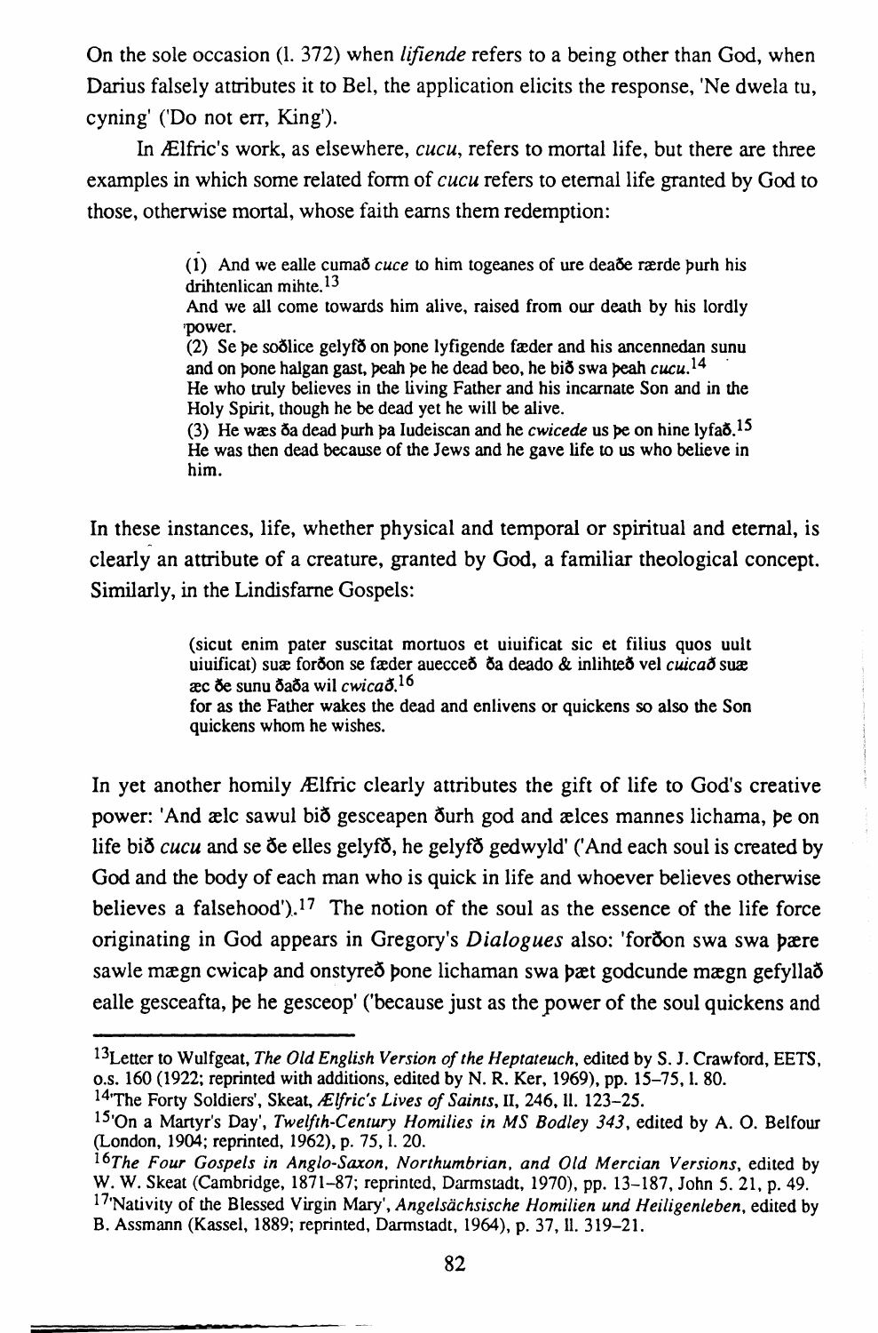On the sole occasion (l. 372) when *lifiende* refers to a being other than God, when Darius falsely attributes it to Bel, the application elicits the response, 'Ne dwela tu, cyning' ('Do not err, King').

In Ælfric's work, as elsewhere, *cucu*, refers to mortal life, but there are three examples in which some related form of *cucu* refers to eternal life granted by God to those, otherwise mortal, whose faith earns them redemption:

> (1) And we ealle cumað *cuce* to him togeanes of ure deaðe rærde þurh his drihtenlican mihte.[13]
> And we all come towards him alive, raised from our death by his lordly power.
> (2) Se þe soðlice gelyfð on þone lyfigende fæder and his ancennedan sunu and on þone halgan gast, þeah þe he dead beo, he bið swa þeah *cucu*.[14]
> He who truly believes in the living Father and his incarnate Son and in the Holy Spirit, though he be dead yet he will be alive.
> (3) He wæs ða dead þurh þa Iudeiscan and he *cwicede* us þe on hine lyfað.[15]
> He was then dead because of the Jews and he gave life to us who believe in him.

In these instances, life, whether physical and temporal or spiritual and eternal, is clearly an attribute of a creature, granted by God, a familiar theological concept. Similarly, in the Lindisfarne Gospels:

> (sicut enim pater suscitat mortuos et uiuificat sic et filius quos uult uiuificat) suæ forðon se fæder auecceð ða deado & inlihteð vel *cuicað* suæ æc ðe sunu ðaða wil *cwicað*.[16]
> for as the Father wakes the dead and enlivens or quickens so also the Son quickens whom he wishes.

In yet another homily Ælfric clearly attributes the gift of life to God's creative power: 'And ælc sawul bið gesceapen ðurh god and ælces mannes lichama, þe on life bið *cucu* and se ðe elles gelyfð, he gelyfð gedwyld' ('And each soul is created by God and the body of each man who is quick in life and whoever believes otherwise believes a falsehood').[17] The notion of the soul as the essence of the life force originating in God appears in Gregory's *Dialogues* also: 'forðon swa swa þære sawle mægn cwicaþ and onstyreð þone lichaman swa þæt godcunde mægn gefyllað ealle gesceafta, þe he gesceop' ('because just as the power of the soul quickens and

---

[13] Letter to Wulfgeat, *The Old English Version of the Heptateuch*, edited by S. J. Crawford, EETS, o.s. 160 (1922; reprinted with additions, edited by N. R. Ker, 1969), pp. 15–75, l. 80.

[14] 'The Forty Soldiers', Skeat, *Ælfric's Lives of Saints*, II, 246, ll. 123–25.

[15] 'On a Martyr's Day', *Twelfth-Century Homilies in MS Bodley 343*, edited by A. O. Belfour (London, 1904; reprinted, 1962), p. 75, l. 20.

[16] *The Four Gospels in Anglo-Saxon, Northumbrian, and Old Mercian Versions*, edited by W. W. Skeat (Cambridge, 1871–87; reprinted, Darmstadt, 1970), pp. 13–187, John 5. 21, p. 49.

[17] 'Nativity of the Blessed Virgin Mary', *Angelsächsische Homilien und Heiligenleben*, edited by B. Assmann (Kassel, 1889; reprinted, Darmstadt, 1964), p. 37, ll. 319–21.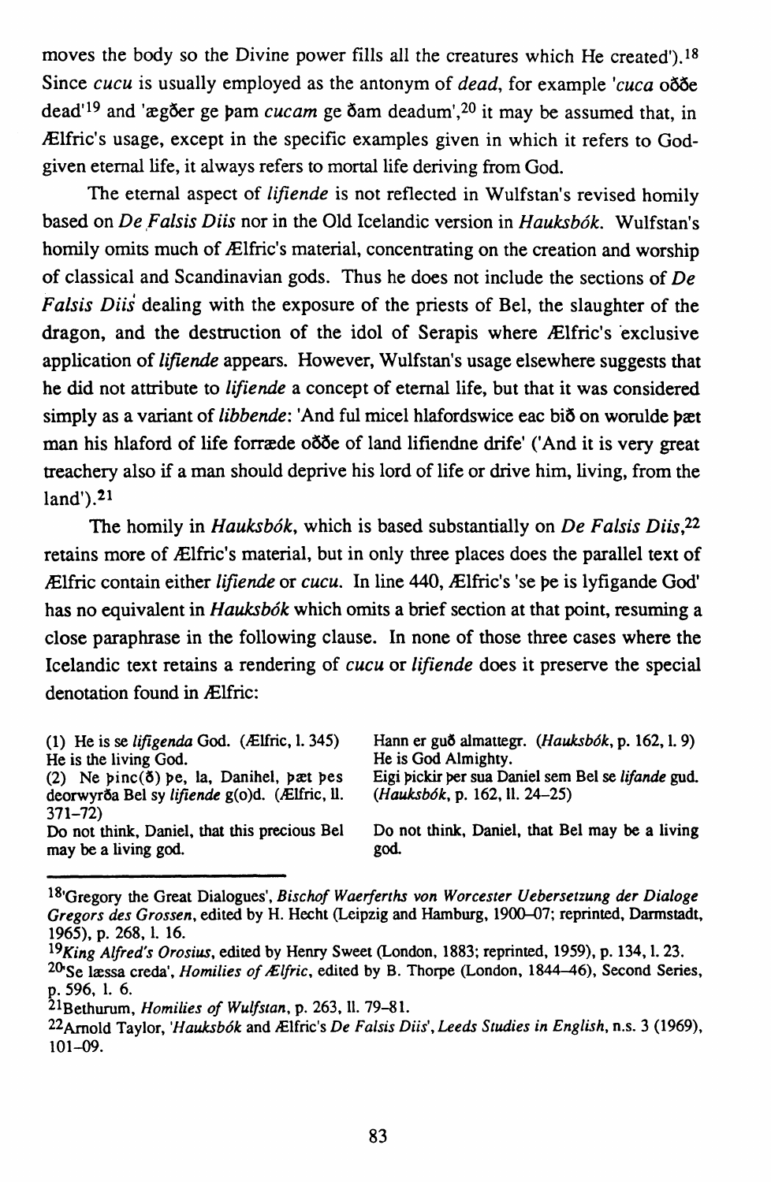moves the body so the Divine power fills all the creatures which He created').[18] Since *cucu* is usually employed as the antonym of *dead*, for example '*cuca* oððe dead'[19] and 'ægðer ge þam *cucam* ge ðam deadum',[20] it may be assumed that, in Ælfric's usage, except in the specific examples given in which it refers to God-given eternal life, it always refers to mortal life deriving from God.

The eternal aspect of *lifiende* is not reflected in Wulfstan's revised homily based on *De Falsis Diis* nor in the Old Icelandic version in *Hauksbók*. Wulfstan's homily omits much of Ælfric's material, concentrating on the creation and worship of classical and Scandinavian gods. Thus he does not include the sections of *De Falsis Diis* dealing with the exposure of the priests of Bel, the slaughter of the dragon, and the destruction of the idol of Serapis where Ælfric's exclusive application of *lifiende* appears. However, Wulfstan's usage elsewhere suggests that he did not attribute to *lifiende* a concept of eternal life, but that it was considered simply as a variant of *libbende*: 'And ful micel hlafordswice eac bið on worulde þæt man his hlaford of life forræde oððe of land lifiendne drife' ('And it is very great treachery also if a man should deprive his lord of life or drive him, living, from the land').[21]

The homily in *Hauksbók*, which is based substantially on *De Falsis Diis*,[22] retains more of Ælfric's material, but in only three places does the parallel text of Ælfric contain either *lifiende* or *cucu*. In line 440, Ælfric's 'se þe is lyfigande God' has no equivalent in *Hauksbók* which omits a brief section at that point, resuming a close paraphrase in the following clause. In none of those three cases where the Icelandic text retains a rendering of *cucu* or *lifiende* does it preserve the special denotation found in Ælfric:

| | |
|---|---|
| (1) He is se *lifigenda* God. (Ælfric, l. 345) | Hann er guð almattegr. (*Hauksbók*, p. 162, l. 9) |
| He is the living God. | He is God Almighty. |
| (2) Ne þinc(ð) þe, la, Danihel, þæt þes deorwyrða Bel sy *lifiende* g(o)d. (Ælfric, ll. 371–72) | Eigi þickir þer sua Daniel sem Bel se *lifande* gud. (*Hauksbók*, p. 162, ll. 24–25) |
| Do not think, Daniel, that this precious Bel may be a living god. | Do not think, Daniel, that Bel may be a living god. |

---

[18]'Gregory the Great Dialogues', *Bischof Waerferths von Worcester Uebersetzung der Dialoge Gregors des Grossen*, edited by H. Hecht (Leipzig and Hamburg, 1900–07; reprinted, Darmstadt, 1965), p. 268, l. 16.

[19]*King Alfred's Orosius*, edited by Henry Sweet (London, 1883; reprinted, 1959), p. 134, l. 23.

[20]'Se læssa creda', *Homilies of Ælfric*, edited by B. Thorpe (London, 1844–46), Second Series, p. 596, l. 6.

[21]Bethurum, *Homilies of Wulfstan*, p. 263, ll. 79–81.

[22]Arnold Taylor, '*Hauksbók* and Ælfric's *De Falsis Diis*', *Leeds Studies in English*, n.s. 3 (1969), 101–09.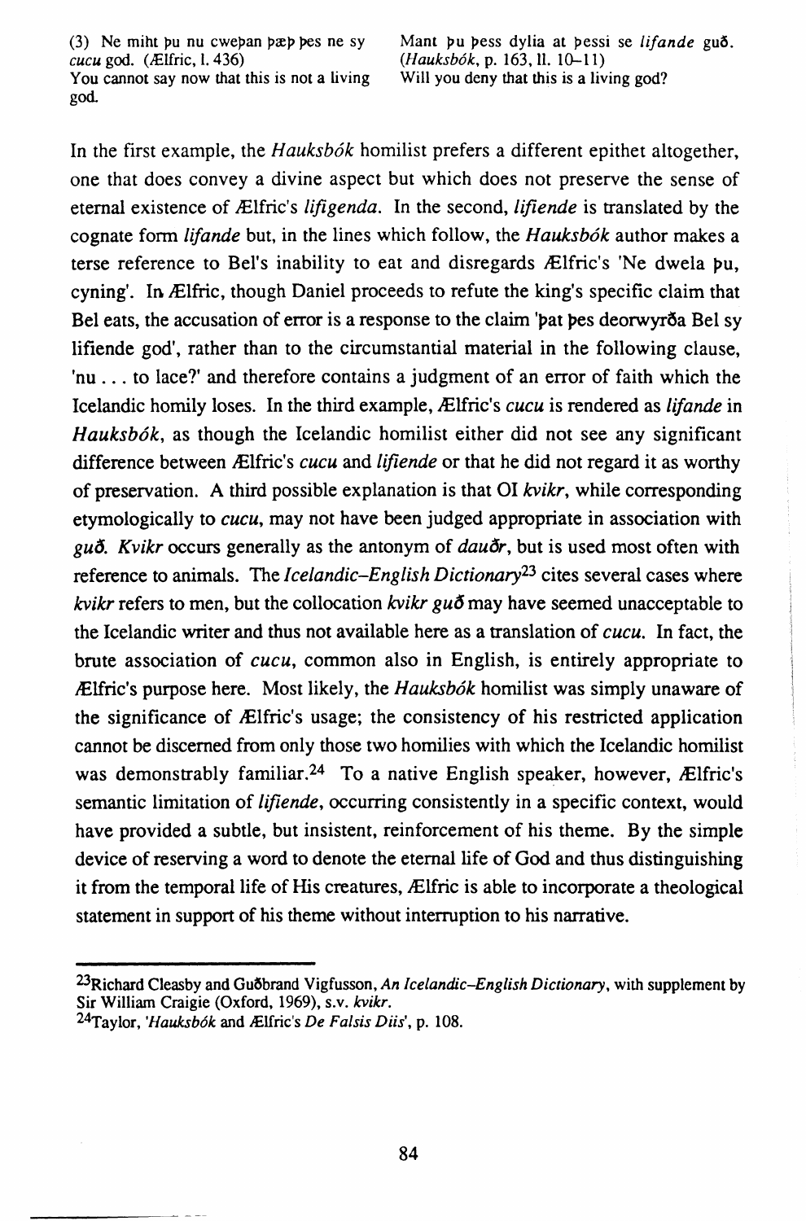(3) Ne miht þu nu cweþan þæþ þes ne sy *cucu* god. (Ælfric, l. 436)
You cannot say now that this is not a living god.

Mant þu þess dylia at þessi se *lifande* guð. (*Hauksbók*, p. 163, ll. 10–11)
Will you deny that this is a living god?

In the first example, the *Hauksbók* homilist prefers a different epithet altogether, one that does convey a divine aspect but which does not preserve the sense of eternal existence of Ælfric's *lifigenda*. In the second, *lifiende* is translated by the cognate form *lifande* but, in the lines which follow, the *Hauksbók* author makes a terse reference to Bel's inability to eat and disregards Ælfric's 'Ne dwela þu, cyning'. In Ælfric, though Daniel proceeds to refute the king's specific claim that Bel eats, the accusation of error is a response to the claim 'þat þes deorwyrða Bel sy lifiende god', rather than to the circumstantial material in the following clause, 'nu . . . to lace?' and therefore contains a judgment of an error of faith which the Icelandic homily loses. In the third example, Ælfric's *cucu* is rendered as *lifande* in *Hauksbók*, as though the Icelandic homilist either did not see any significant difference between Ælfric's *cucu* and *lifiende* or that he did not regard it as worthy of preservation. A third possible explanation is that OI *kvikr*, while corresponding etymologically to *cucu*, may not have been judged appropriate in association with *guð*. *Kvikr* occurs generally as the antonym of *dauðr*, but is used most often with reference to animals. The *Icelandic–English Dictionary*[23] cites several cases where *kvikr* refers to men, but the collocation *kvikr guð* may have seemed unacceptable to the Icelandic writer and thus not available here as a translation of *cucu*. In fact, the brute association of *cucu*, common also in English, is entirely appropriate to Ælfric's purpose here. Most likely, the *Hauksbók* homilist was simply unaware of the significance of Ælfric's usage; the consistency of his restricted application cannot be discerned from only those two homilies with which the Icelandic homilist was demonstrably familiar.[24] To a native English speaker, however, Ælfric's semantic limitation of *lifiende*, occurring consistently in a specific context, would have provided a subtle, but insistent, reinforcement of his theme. By the simple device of reserving a word to denote the eternal life of God and thus distinguishing it from the temporal life of His creatures, Ælfric is able to incorporate a theological statement in support of his theme without interruption to his narrative.

---

[23]Richard Cleasby and Guðbrand Vigfusson, *An Icelandic–English Dictionary*, with supplement by Sir William Craigie (Oxford, 1969), s.v. *kvikr*.

[24]Taylor, '*Hauksbók* and Ælfric's *De Falsis Diis*', p. 108.